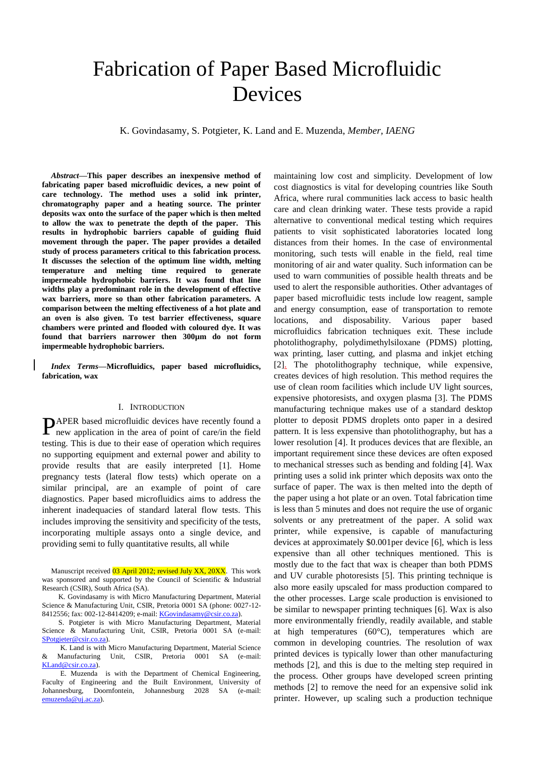# Fabrication of Paper Based Microfluidic Devices

K. Govindasamy, S. Potgieter, K. Land and E. Muzenda, *Member, IAENG*

***Abstract*—This paper describes an inexpensive method of fabricating paper based microfluidic devices, a new point of care technology. The method uses a solid ink printer, chromatography paper and a heating source. The printer deposits wax onto the surface of the paper which is then melted to allow the wax to penetrate the depth of the paper. This results in hydrophobic barriers capable of guiding fluid movement through the paper. The paper provides a detailed study of process parameters critical to this fabrication process. It discusses the selection of the optimum line width, melting temperature and melting time required to generate impermeable hydrophobic barriers. It was found that line widths play a predominant role in the development of effective wax barriers, more so than other fabrication parameters. A comparison between the melting effectiveness of a hot plate and an oven is also given. To test barrier effectiveness, square chambers were printed and flooded with coloured dye. It was found that barriers narrower then 300µm do not form impermeable hydrophobic barriers.**

***Index Terms*—Microfluidics, paper based microfluidics, fabrication, wax**

## I. Introduction

PAPER based microfluidic devices have recently found a new application in the area of point of care/in the field testing. This is due to their ease of operation which requires no supporting equipment and external power and ability to provide results that are easily interpreted [1]. Home pregnancy tests (lateral flow tests) which operate on a similar principal, are an example of point of care diagnostics. Paper based microfluidics aims to address the inherent inadequacies of standard lateral flow tests. This includes improving the sensitivity and specificity of the tests, incorporating multiple assays onto a single device, and providing semi to fully quantitative results, all while maintaining low cost and simplicity. Development of low cost diagnostics is vital for developing countries like South Africa, where rural communities lack access to basic health care and clean drinking water. These tests provide a rapid alternative to conventional medical testing which requires patients to visit sophisticated laboratories located long distances from their homes. In the case of environmental monitoring, such tests will enable in the field, real time monitoring of air and water quality. Such information can be used to warn communities of possible health threats and be used to alert the responsible authorities. Other advantages of paper based microfluidic tests include low reagent, sample and energy consumption, ease of transportation to remote locations, and disposability. Various paper based microfluidics fabrication techniques exit. These include photolithography, polydimethylsiloxane (PDMS) plotting, wax printing, laser cutting, and plasma and inkjet etching [2]. The photolithography technique, while expensive, creates devices of high resolution. This method requires the use of clean room facilities which include UV light sources, expensive photoresists, and oxygen plasma [3]. The PDMS manufacturing technique makes use of a standard desktop plotter to deposit PDMS droplets onto paper in a desired pattern. It is less expensive than photolithography, but has a lower resolution [4]. It produces devices that are flexible, an important requirement since these devices are often exposed to mechanical stresses such as bending and folding [4]. Wax printing uses a solid ink printer which deposits wax onto the surface of paper. The wax is then melted into the depth of the paper using a hot plate or an oven. Total fabrication time is less than 5 minutes and does not require the use of organic solvents or any pretreatment of the paper. A solid wax printer, while expensive, is capable of manufacturing devices at approximately $0.001per device [6], which is less expensive than all other techniques mentioned. This is mostly due to the fact that wax is cheaper than both PDMS and UV curable photoresists [5]. This printing technique is also more easily upscaled for mass production compared to the other processes. Large scale production is envisioned to be similar to newspaper printing techniques [6]. Wax is also more environmentally friendly, readily available, and stable at high temperatures (60°C), temperatures which are common in developing countries. The resolution of wax printed devices is typically lower than other manufacturing methods [2], and this is due to the melting step required in the process. Other groups have developed screen printing methods [2] to remove the need for an expensive solid ink printer. However, up scaling such a production technique

Manuscript received 03 April 2012; revised July XX, 20XX. This work was sponsored and supported by the Council of Scientific & Industrial Research (CSIR), South Africa (SA).

K. Govindasamy is with Micro Manufacturing Department, Material Science & Manufacturing Unit, CSIR, Pretoria 0001 SA (phone: 0027-12-8412556; fax: 002-12-8414209; e-mail: KGovindasamy@csir.co.za).

S. Potgieter is with Micro Manufacturing Department, Material Science & Manufacturing Unit, CSIR, Pretoria 0001 SA (e-mail: SPotgieter@csir.co.za).

K. Land is with Micro Manufacturing Department, Material Science & Manufacturing Unit, CSIR, Pretoria 0001 SA (e-mail: KLand@csir.co.za).

E. Muzenda is with the Department of Chemical Engineering, Faculty of Engineering and the Built Environment, University of Johannesburg, Doornfontein, Johannesburg 2028 SA (e-mail: emuzenda@uj.ac.za).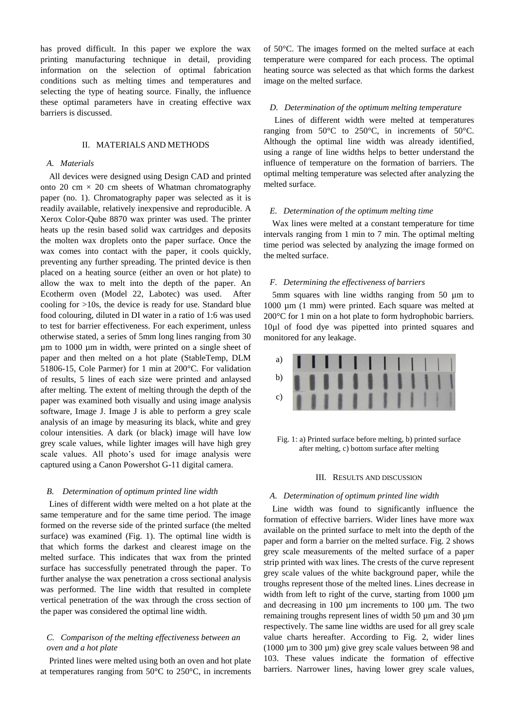has proved difficult. In this paper we explore the wax printing manufacturing technique in detail, providing information on the selection of optimal fabrication conditions such as melting times and temperatures and selecting the type of heating source. Finally, the influence these optimal parameters have in creating effective wax barriers is discussed.

## II. MATERIALS AND METHODS

### *A. Materials*

All devices were designed using Design CAD and printed onto 20 cm × 20 cm sheets of Whatman chromatography paper (no. 1). Chromatography paper was selected as it is readily available, relatively inexpensive and reproducible. A Xerox Color-Qube 8870 wax printer was used. The printer heats up the resin based solid wax cartridges and deposits the molten wax droplets onto the paper surface. Once the wax comes into contact with the paper, it cools quickly, preventing any further spreading. The printed device is then placed on a heating source (either an oven or hot plate) to allow the wax to melt into the depth of the paper. An Ecotherm oven (Model 22, Labotec) was used. After cooling for >10s, the device is ready for use. Standard blue food colouring, diluted in DI water in a ratio of 1:6 was used to test for barrier effectiveness. For each experiment, unless otherwise stated, a series of 5mm long lines ranging from 30 µm to 1000 µm in width, were printed on a single sheet of paper and then melted on a hot plate (StableTemp, DLM 51806-15, Cole Parmer) for 1 min at 200°C. For validation of results, 5 lines of each size were printed and anlaysed after melting. The extent of melting through the depth of the paper was examined both visually and using image analysis software, Image J. Image J is able to perform a grey scale analysis of an image by measuring its black, white and grey colour intensities. A dark (or black) image will have low grey scale values, while lighter images will have high grey scale values. All photo's used for image analysis were captured using a Canon Powershot G-11 digital camera.

### *B. Determination of optimum printed line width*

Lines of different width were melted on a hot plate at the same temperature and for the same time period. The image formed on the reverse side of the printed surface (the melted surface) was examined (Fig. 1). The optimal line width is that which forms the darkest and clearest image on the melted surface. This indicates that wax from the printed surface has successfully penetrated through the paper. To further analyse the wax penetration a cross sectional analysis was performed. The line width that resulted in complete vertical penetration of the wax through the cross section of the paper was considered the optimal line width.

### *C. Comparison of the melting effectiveness between an oven and a hot plate*

Printed lines were melted using both an oven and hot plate at temperatures ranging from 50°C to 250°C, in increments of 50°C. The images formed on the melted surface at each temperature were compared for each process. The optimal heating source was selected as that which forms the darkest image on the melted surface.

### *D. Determination of the optimum melting temperature*

Lines of different width were melted at temperatures ranging from 50°C to 250°C, in increments of 50°C. Although the optimal line width was already identified, using a range of line widths helps to better understand the influence of temperature on the formation of barriers. The optimal melting temperature was selected after analyzing the melted surface.

### *E. Determination of the optimum melting time*

Wax lines were melted at a constant temperature for time intervals ranging from 1 min to 7 min. The optimal melting time period was selected by analyzing the image formed on the melted surface.

### *F. Determining the effectiveness of barriers*

5mm squares with line widths ranging from 50 µm to 1000 µm (1 mm) were printed. Each square was melted at 200°C for 1 min on a hot plate to form hydrophobic barriers. 10µl of food dye was pipetted into printed squares and monitored for any leakage.

Fig. 1: a) Printed surface before melting, b) printed surface after melting, c) bottom surface after melting

## III. RESULTS AND DISCUSSION

### *A. Determination of optimum printed line width*

Line width was found to significantly influence the formation of effective barriers. Wider lines have more wax available on the printed surface to melt into the depth of the paper and form a barrier on the melted surface. Fig. 2 shows grey scale measurements of the melted surface of a paper strip printed with wax lines. The crests of the curve represent grey scale values of the white background paper, while the troughs represent those of the melted lines. Lines decrease in width from left to right of the curve, starting from 1000 µm and decreasing in 100 µm increments to 100 µm. The two remaining troughs represent lines of width 50 µm and 30 µm respectively. The same line widths are used for all grey scale value charts hereafter. According to Fig. 2, wider lines (1000 µm to 300 µm) give grey scale values between 98 and 103. These values indicate the formation of effective barriers. Narrower lines, having lower grey scale values,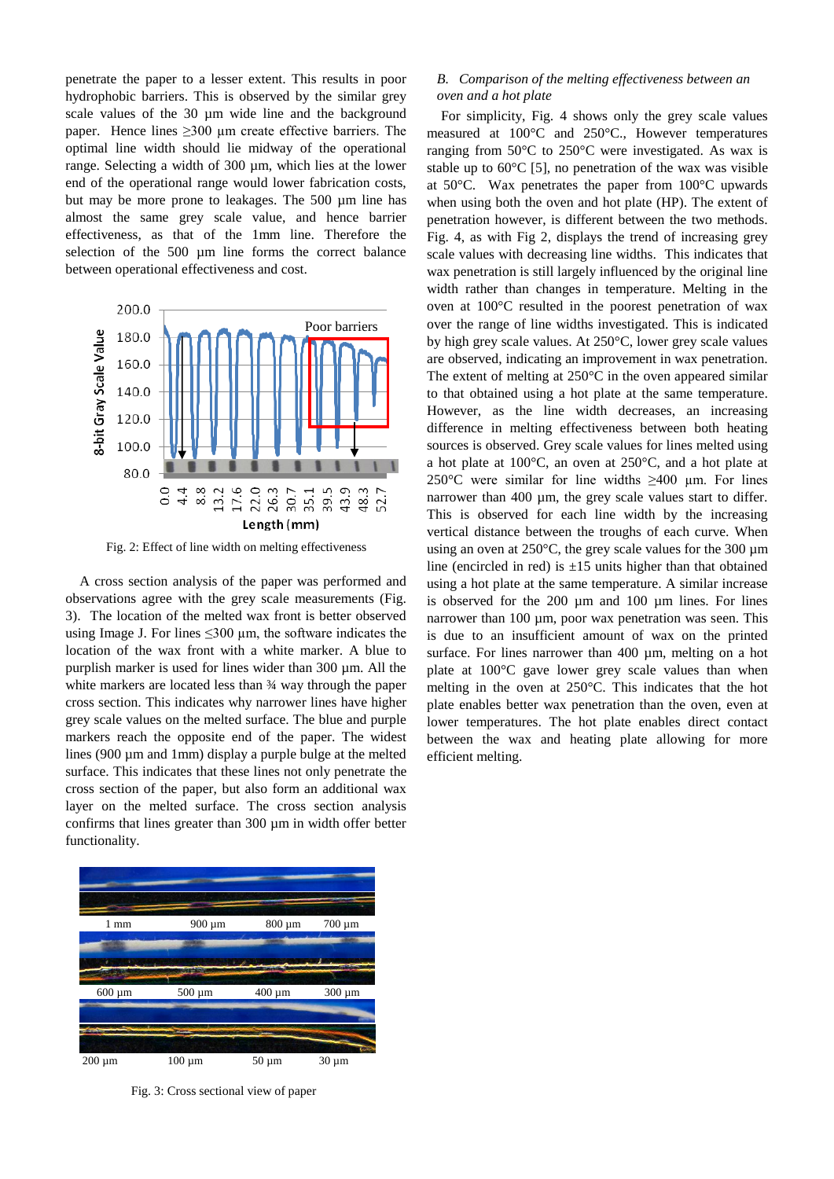penetrate the paper to a lesser extent. This results in poor hydrophobic barriers. This is observed by the similar grey scale values of the 30 µm wide line and the background paper. Hence lines ≥300 µm create effective barriers. The optimal line width should lie midway of the operational range. Selecting a width of 300 µm, which lies at the lower end of the operational range would lower fabrication costs, but may be more prone to leakages. The 500 µm line has almost the same grey scale value, and hence barrier effectiveness, as that of the 1mm line. Therefore the selection of the 500 µm line forms the correct balance between operational effectiveness and cost.

Fig. 2: Effect of line width on melting effectiveness

A cross section analysis of the paper was performed and observations agree with the grey scale measurements (Fig. 3). The location of the melted wax front is better observed using Image J. For lines ≤300 µm, the software indicates the location of the wax front with a white marker. A blue to purplish marker is used for lines wider than 300 µm. All the white markers are located less than ¾ way through the paper cross section. This indicates why narrower lines have higher grey scale values on the melted surface. The blue and purple markers reach the opposite end of the paper. The widest lines (900 µm and 1mm) display a purple bulge at the melted surface. This indicates that these lines not only penetrate the cross section of the paper, but also form an additional wax layer on the melted surface. The cross section analysis confirms that lines greater than 300 µm in width offer better functionality.

Fig. 3: Cross sectional view of paper

*B. Comparison of the melting effectiveness between an oven and a hot plate*

For simplicity, Fig. 4 shows only the grey scale values measured at 100°C and 250°C., However temperatures ranging from 50°C to 250°C were investigated. As wax is stable up to 60°C [5], no penetration of the wax was visible at 50°C. Wax penetrates the paper from 100°C upwards when using both the oven and hot plate (HP). The extent of penetration however, is different between the two methods. Fig. 4, as with Fig 2, displays the trend of increasing grey scale values with decreasing line widths. This indicates that wax penetration is still largely influenced by the original line width rather than changes in temperature. Melting in the oven at 100°C resulted in the poorest penetration of wax over the range of line widths investigated. This is indicated by high grey scale values. At 250°C, lower grey scale values are observed, indicating an improvement in wax penetration. The extent of melting at 250°C in the oven appeared similar to that obtained using a hot plate at the same temperature. However, as the line width decreases, an increasing difference in melting effectiveness between both heating sources is observed. Grey scale values for lines melted using a hot plate at 100°C, an oven at 250°C, and a hot plate at 250°C were similar for line widths ≥400 µm. For lines narrower than 400 µm, the grey scale values start to differ. This is observed for each line width by the increasing vertical distance between the troughs of each curve. When using an oven at 250°C, the grey scale values for the 300 µm line (encircled in red) is ±15 units higher than that obtained using a hot plate at the same temperature. A similar increase is observed for the 200 µm and 100 µm lines. For lines narrower than 100 µm, poor wax penetration was seen. This is due to an insufficient amount of wax on the printed surface. For lines narrower than 400 µm, melting on a hot plate at 100°C gave lower grey scale values than when melting in the oven at 250°C. This indicates that the hot plate enables better wax penetration than the oven, even at lower temperatures. The hot plate enables direct contact between the wax and heating plate allowing for more efficient melting.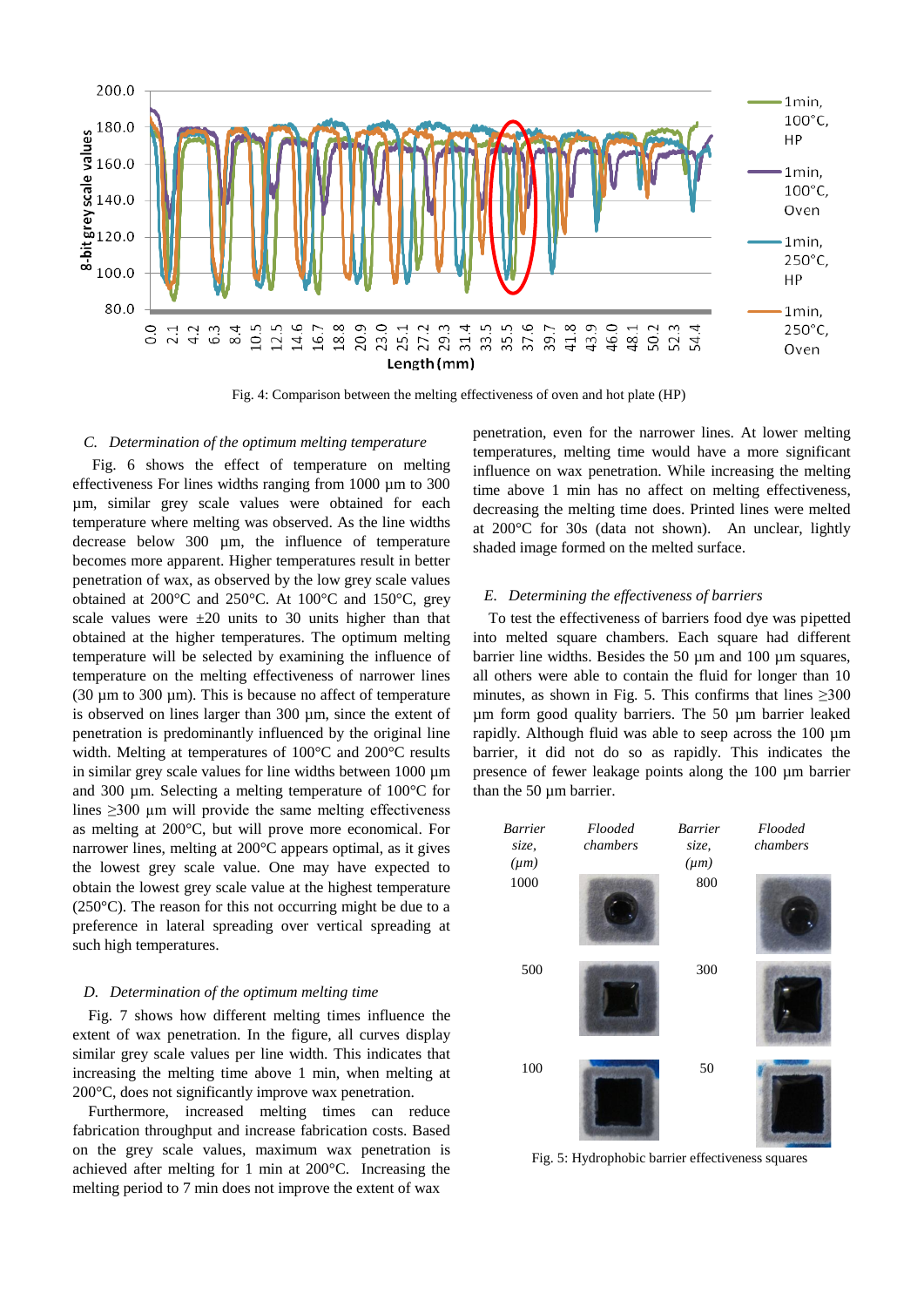Fig. 4: Comparison between the melting effectiveness of oven and hot plate (HP)

### C. Determination of the optimum melting temperature

Fig. 6 shows the effect of temperature on melting effectiveness For lines widths ranging from 1000 µm to 300 µm, similar grey scale values were obtained for each temperature where melting was observed. As the line widths decrease below 300 µm, the influence of temperature becomes more apparent. Higher temperatures result in better penetration of wax, as observed by the low grey scale values obtained at 200°C and 250°C. At 100°C and 150°C, grey scale values were ±20 units to 30 units higher than that obtained at the higher temperatures. The optimum melting temperature will be selected by examining the influence of temperature on the melting effectiveness of narrower lines (30 µm to 300 µm). This is because no affect of temperature is observed on lines larger than 300 µm, since the extent of penetration is predominantly influenced by the original line width. Melting at temperatures of 100°C and 200°C results in similar grey scale values for line widths between 1000 µm and 300 µm. Selecting a melting temperature of 100°C for lines ≥300 µm will provide the same melting effectiveness as melting at 200°C, but will prove more economical. For narrower lines, melting at 200°C appears optimal, as it gives the lowest grey scale value. One may have expected to obtain the lowest grey scale value at the highest temperature (250°C). The reason for this not occurring might be due to a preference in lateral spreading over vertical spreading at such high temperatures.

### D. Determination of the optimum melting time

Fig. 7 shows how different melting times influence the extent of wax penetration. In the figure, all curves display similar grey scale values per line width. This indicates that increasing the melting time above 1 min, when melting at 200°C, does not significantly improve wax penetration.

Furthermore, increased melting times can reduce fabrication throughput and increase fabrication costs. Based on the grey scale values, maximum wax penetration is achieved after melting for 1 min at 200°C. Increasing the melting period to 7 min does not improve the extent of wax penetration, even for the narrower lines. At lower melting temperatures, melting time would have a more significant influence on wax penetration. While increasing the melting time above 1 min has no affect on melting effectiveness, decreasing the melting time does. Printed lines were melted at 200°C for 30s (data not shown). An unclear, lightly shaded image formed on the melted surface.

### E. Determining the effectiveness of barriers

To test the effectiveness of barriers food dye was pipetted into melted square chambers. Each square had different barrier line widths. Besides the 50 µm and 100 µm squares, all others were able to contain the fluid for longer than 10 minutes, as shown in Fig. 5. This confirms that lines ≥300 µm form good quality barriers. The 50 µm barrier leaked rapidly. Although fluid was able to seep across the 100 µm barrier, it did not do so as rapidly. This indicates the presence of fewer leakage points along the 100 µm barrier than the 50 µm barrier.

| *Barrier size, (µm)* | *Flooded chambers* | *Barrier size, (µm)* | *Flooded chambers* |
|---|---|---|---|
| 1000 | | 800 | |
| 500 | | 300 | |
| 100 | | 50 | |

Fig. 5: Hydrophobic barrier effectiveness squares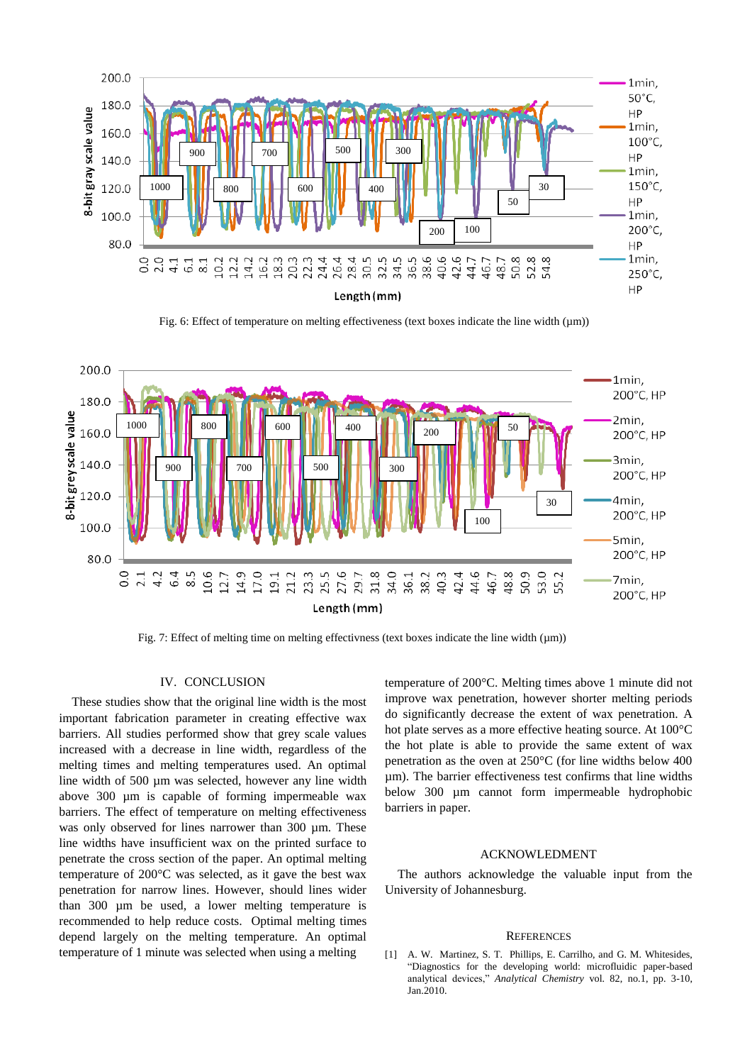Fig. 6: Effect of temperature on melting effectiveness (text boxes indicate the line width (µm))

Fig. 7: Effect of melting time on melting effectivness (text boxes indicate the line width (µm))

## IV. CONCLUSION

These studies show that the original line width is the most important fabrication parameter in creating effective wax barriers. All studies performed show that grey scale values increased with a decrease in line width, regardless of the melting times and melting temperatures used. An optimal line width of 500 µm was selected, however any line width above 300 µm is capable of forming impermeable wax barriers. The effect of temperature on melting effectiveness was only observed for lines narrower than 300 µm. These line widths have insufficient wax on the printed surface to penetrate the cross section of the paper. An optimal melting temperature of 200°C was selected, as it gave the best wax penetration for narrow lines. However, should lines wider than 300 µm be used, a lower melting temperature is recommended to help reduce costs. Optimal melting times depend largely on the melting temperature. An optimal temperature of 1 minute was selected when using a melting temperature of 200°C. Melting times above 1 minute did not improve wax penetration, however shorter melting periods do significantly decrease the extent of wax penetration. A hot plate serves as a more effective heating source. At 100°C the hot plate is able to provide the same extent of wax penetration as the oven at 250°C (for line widths below 400 µm). The barrier effectiveness test confirms that line widths below 300 µm cannot form impermeable hydrophobic barriers in paper.

## ACKNOWLEDGMENT

The authors acknowledge the valuable input from the University of Johannesburg.

## REFERENCES

[1] A. W. Martinez, S. T. Phillips, E. Carrilho, and G. M. Whitesides, "Diagnostics for the developing world: microfluidic paper-based analytical devices," *Analytical Chemistry* vol. 82, no.1, pp. 3-10, Jan.2010.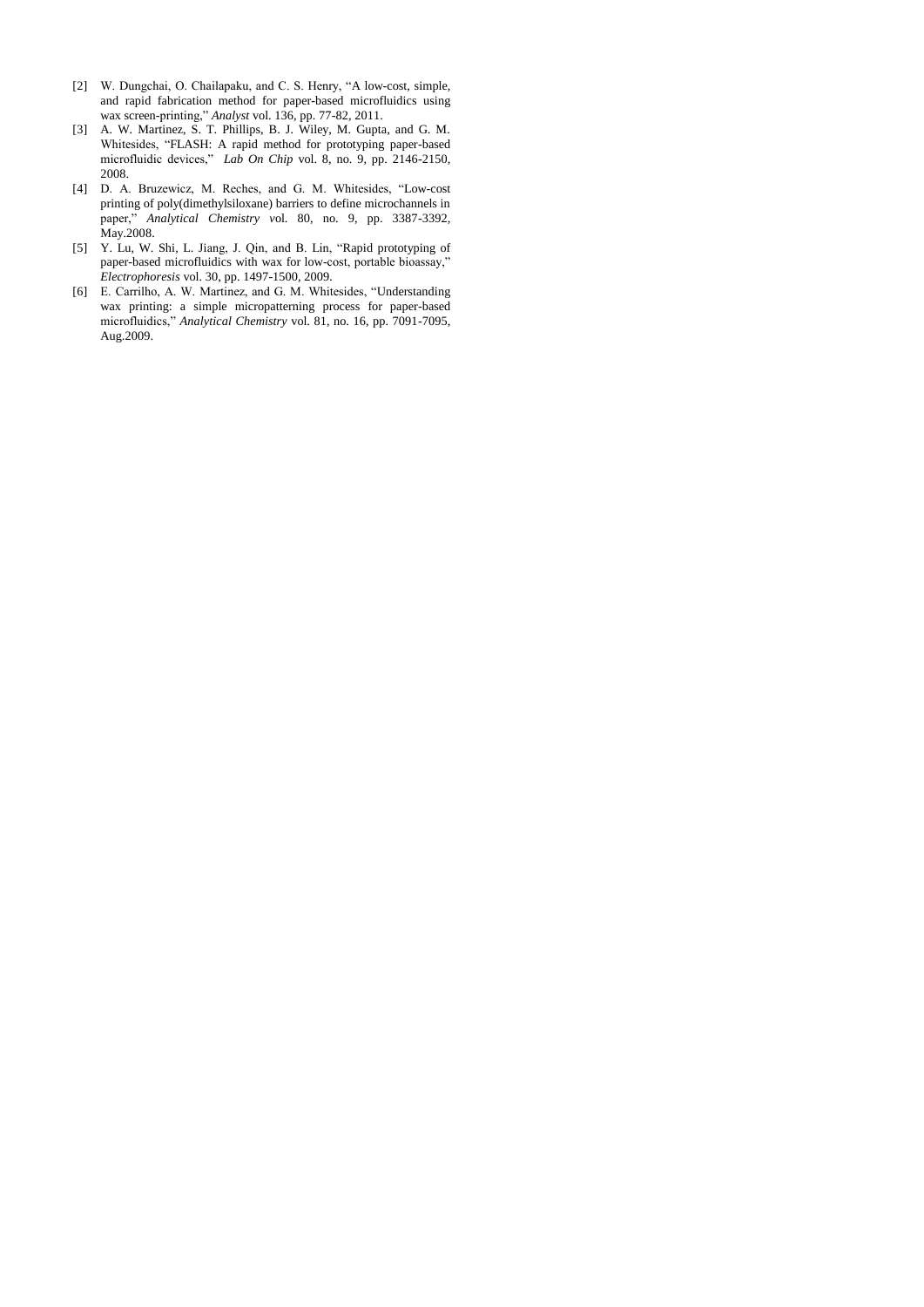[2] W. Dungchai, O. Chailapaku, and C. S. Henry, "A low-cost, simple, and rapid fabrication method for paper-based microfluidics using wax screen-printing," *Analyst* vol. 136, pp. 77-82, 2011.

[3] A. W. Martinez, S. T. Phillips, B. J. Wiley, M. Gupta, and G. M. Whitesides, "FLASH: A rapid method for prototyping paper-based microfluidic devices," *Lab On Chip* vol. 8, no. 9, pp. 2146-2150, 2008.

[4] D. A. Bruzewicz, M. Reches, and G. M. Whitesides, "Low-cost printing of poly(dimethylsiloxane) barriers to define microchannels in paper," *Analytical Chemistry* vol. 80, no. 9, pp. 3387-3392, May.2008.

[5] Y. Lu, W. Shi, L. Jiang, J. Qin, and B. Lin, "Rapid prototyping of paper-based microfluidics with wax for low-cost, portable bioassay," *Electrophoresis* vol. 30, pp. 1497-1500, 2009.

[6] E. Carrilho, A. W. Martinez, and G. M. Whitesides, "Understanding wax printing: a simple micropatterning process for paper-based microfluidics," *Analytical Chemistry* vol. 81, no. 16, pp. 7091-7095, Aug.2009.